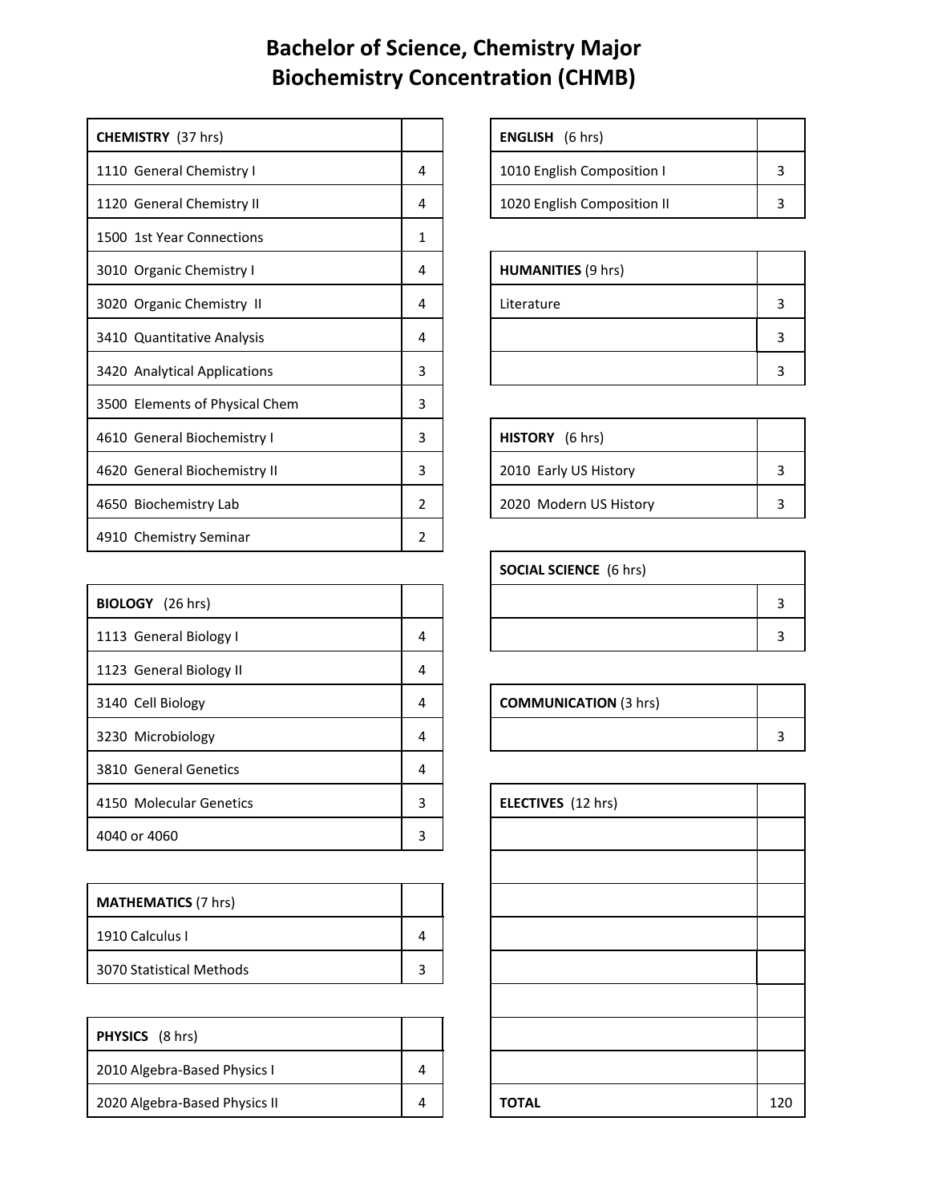# Bachelor of Science, Chemistry Major
# Biochemistry Concentration (CHMB)

| **CHEMISTRY** (37 hrs) | |
|---|---|
| 1110 General Chemistry I | 4 |
| 1120 General Chemistry II | 4 |
| 1500 1st Year Connections | 1 |
| 3010 Organic Chemistry I | 4 |
| 3020 Organic Chemistry II | 4 |
| 3410 Quantitative Analysis | 4 |
| 3420 Analytical Applications | 3 |
| 3500 Elements of Physical Chem | 3 |
| 4610 General Biochemistry I | 3 |
| 4620 General Biochemistry II | 3 |
| 4650 Biochemistry Lab | 2 |
| 4910 Chemistry Seminar | 2 |

| **BIOLOGY** (26 hrs) | |
|---|---|
| 1113 General Biology I | 4 |
| 1123 General Biology II | 4 |
| 3140 Cell Biology | 4 |
| 3230 Microbiology | 4 |
| 3810 General Genetics | 4 |
| 4150 Molecular Genetics | 3 |
| 4040 or 4060 | 3 |

| **MATHEMATICS** (7 hrs) | |
|---|---|
| 1910 Calculus I | 4 |
| 3070 Statistical Methods | 3 |

| **PHYSICS** (8 hrs) | |
|---|---|
| 2010 Algebra-Based Physics I | 4 |
| 2020 Algebra-Based Physics II | 4 |

| **ENGLISH** (6 hrs) | |
|---|---|
| 1010 English Composition I | 3 |
| 1020 English Composition II | 3 |

| **HUMANITIES** (9 hrs) | |
|---|---|
| Literature | 3 |
| | 3 |
| | 3 |

| **HISTORY** (6 hrs) | |
|---|---|
| 2010 Early US History | 3 |
| 2020 Modern US History | 3 |

| **SOCIAL SCIENCE** (6 hrs) | |
|---|---|
| | 3 |
| | 3 |

| **COMMUNICATION** (3 hrs) | |
|---|---|
| | 3 |

| **ELECTIVES** (12 hrs) | |
|---|---|
| | |
| | |
| | |
| | |
| | |
| | |
| | |
| | |
| **TOTAL** | 120 |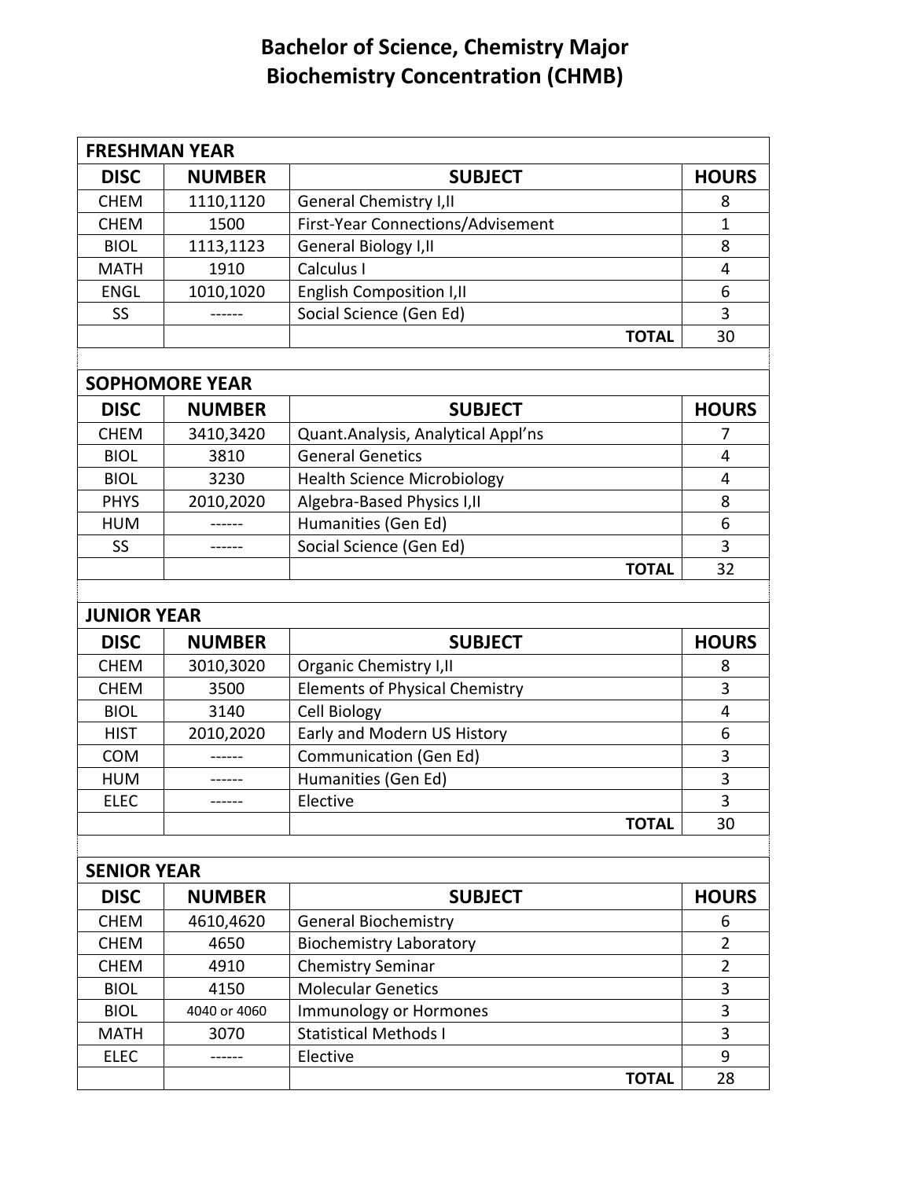# Bachelor of Science, Chemistry Major
# Biochemistry Concentration (CHMB)

| FRESHMAN YEAR | | | |
|---|---|---|---|
| **DISC** | **NUMBER** | **SUBJECT** | **HOURS** |
| CHEM | 1110,1120 | General Chemistry I,II | 8 |
| CHEM | 1500 | First-Year Connections/Advisement | 1 |
| BIOL | 1113,1123 | General Biology I,II | 8 |
| MATH | 1910 | Calculus I | 4 |
| ENGL | 1010,1020 | English Composition I,II | 6 |
| SS | ------ | Social Science (Gen Ed) | 3 |
| | | **TOTAL** | 30 |

| SOPHOMORE YEAR | | | |
|---|---|---|---|
| **DISC** | **NUMBER** | **SUBJECT** | **HOURS** |
| CHEM | 3410,3420 | Quant.Analysis, Analytical Appl'ns | 7 |
| BIOL | 3810 | General Genetics | 4 |
| BIOL | 3230 | Health Science Microbiology | 4 |
| PHYS | 2010,2020 | Algebra-Based Physics I,II | 8 |
| HUM | ------ | Humanities (Gen Ed) | 6 |
| SS | ------ | Social Science (Gen Ed) | 3 |
| | | **TOTAL** | 32 |

| JUNIOR YEAR | | | |
|---|---|---|---|
| **DISC** | **NUMBER** | **SUBJECT** | **HOURS** |
| CHEM | 3010,3020 | Organic Chemistry I,II | 8 |
| CHEM | 3500 | Elements of Physical Chemistry | 3 |
| BIOL | 3140 | Cell Biology | 4 |
| HIST | 2010,2020 | Early and Modern US History | 6 |
| COM | ------ | Communication (Gen Ed) | 3 |
| HUM | ------ | Humanities (Gen Ed) | 3 |
| ELEC | ------ | Elective | 3 |
| | | **TOTAL** | 30 |

| SENIOR YEAR | | | |
|---|---|---|---|
| **DISC** | **NUMBER** | **SUBJECT** | **HOURS** |
| CHEM | 4610,4620 | General Biochemistry | 6 |
| CHEM | 4650 | Biochemistry Laboratory | 2 |
| CHEM | 4910 | Chemistry Seminar | 2 |
| BIOL | 4150 | Molecular Genetics | 3 |
| BIOL | 4040 or 4060 | Immunology or Hormones | 3 |
| MATH | 3070 | Statistical Methods I | 3 |
| ELEC | ------ | Elective | 9 |
| | | **TOTAL** | 28 |